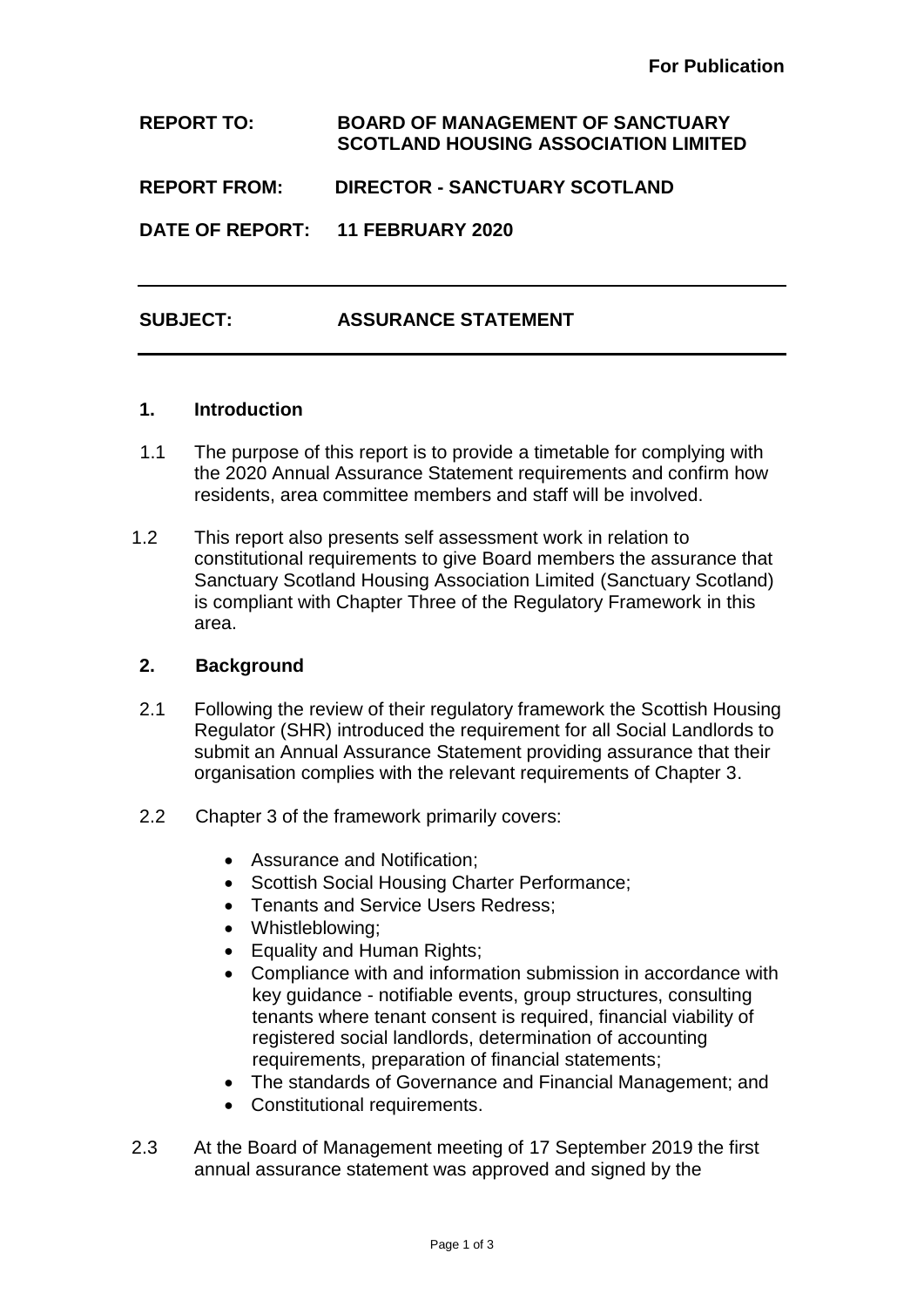**For Publication**

**REPORT TO:** **BOARD OF MANAGEMENT OF SANCTUARY SCOTLAND HOUSING ASSOCIATION LIMITED**

**REPORT FROM:** **DIRECTOR - SANCTUARY SCOTLAND**

**DATE OF REPORT:** **11 FEBRUARY 2020**

---

**SUBJECT:** **ASSURANCE STATEMENT**

---

## 1. Introduction

1.1 The purpose of this report is to provide a timetable for complying with the 2020 Annual Assurance Statement requirements and confirm how residents, area committee members and staff will be involved.

1.2 This report also presents self assessment work in relation to constitutional requirements to give Board members the assurance that Sanctuary Scotland Housing Association Limited (Sanctuary Scotland) is compliant with Chapter Three of the Regulatory Framework in this area.

## 2. Background

2.1 Following the review of their regulatory framework the Scottish Housing Regulator (SHR) introduced the requirement for all Social Landlords to submit an Annual Assurance Statement providing assurance that their organisation complies with the relevant requirements of Chapter 3.

2.2 Chapter 3 of the framework primarily covers:

- Assurance and Notification;
- Scottish Social Housing Charter Performance;
- Tenants and Service Users Redress;
- Whistleblowing;
- Equality and Human Rights;
- Compliance with and information submission in accordance with key guidance - notifiable events, group structures, consulting tenants where tenant consent is required, financial viability of registered social landlords, determination of accounting requirements, preparation of financial statements;
- The standards of Governance and Financial Management; and
- Constitutional requirements.

2.3 At the Board of Management meeting of 17 September 2019 the first annual assurance statement was approved and signed by the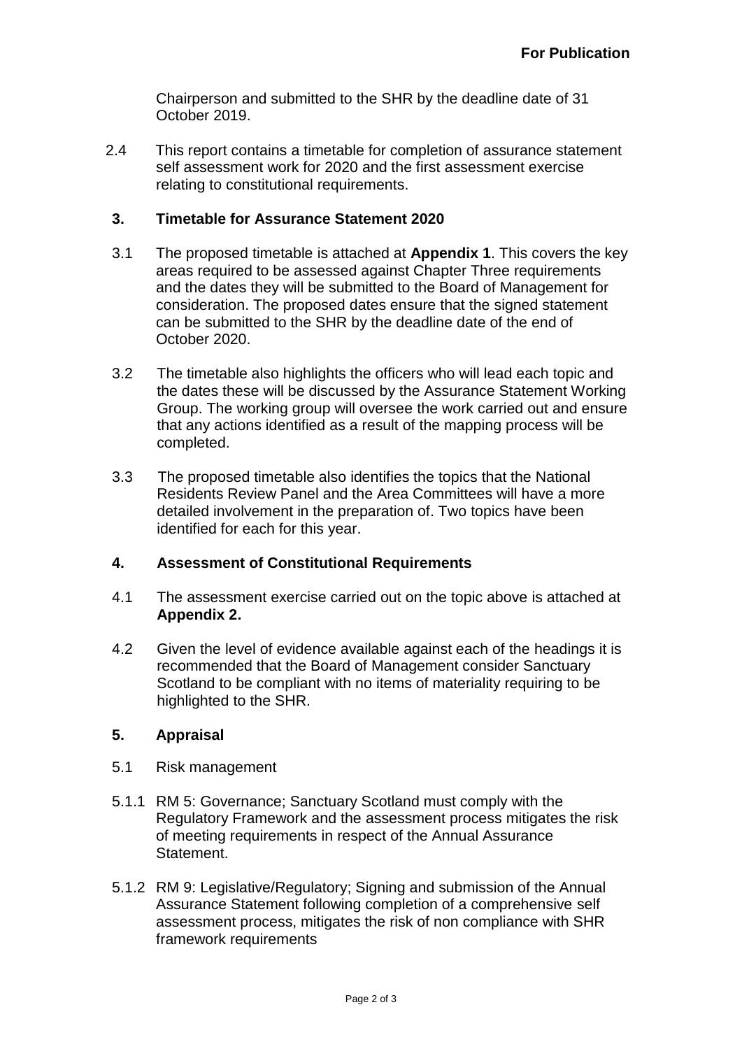**For Publication**

Chairperson and submitted to the SHR by the deadline date of 31 October 2019.

2.4 This report contains a timetable for completion of assurance statement self assessment work for 2020 and the first assessment exercise relating to constitutional requirements.

## 3. Timetable for Assurance Statement 2020

3.1 The proposed timetable is attached at **Appendix 1**. This covers the key areas required to be assessed against Chapter Three requirements and the dates they will be submitted to the Board of Management for consideration. The proposed dates ensure that the signed statement can be submitted to the SHR by the deadline date of the end of October 2020.

3.2 The timetable also highlights the officers who will lead each topic and the dates these will be discussed by the Assurance Statement Working Group. The working group will oversee the work carried out and ensure that any actions identified as a result of the mapping process will be completed.

3.3 The proposed timetable also identifies the topics that the National Residents Review Panel and the Area Committees will have a more detailed involvement in the preparation of. Two topics have been identified for each for this year.

## 4. Assessment of Constitutional Requirements

4.1 The assessment exercise carried out on the topic above is attached at **Appendix 2.**

4.2 Given the level of evidence available against each of the headings it is recommended that the Board of Management consider Sanctuary Scotland to be compliant with no items of materiality requiring to be highlighted to the SHR.

## 5. Appraisal

5.1 Risk management

5.1.1 RM 5: Governance; Sanctuary Scotland must comply with the Regulatory Framework and the assessment process mitigates the risk of meeting requirements in respect of the Annual Assurance Statement.

5.1.2 RM 9: Legislative/Regulatory; Signing and submission of the Annual Assurance Statement following completion of a comprehensive self assessment process, mitigates the risk of non compliance with SHR framework requirements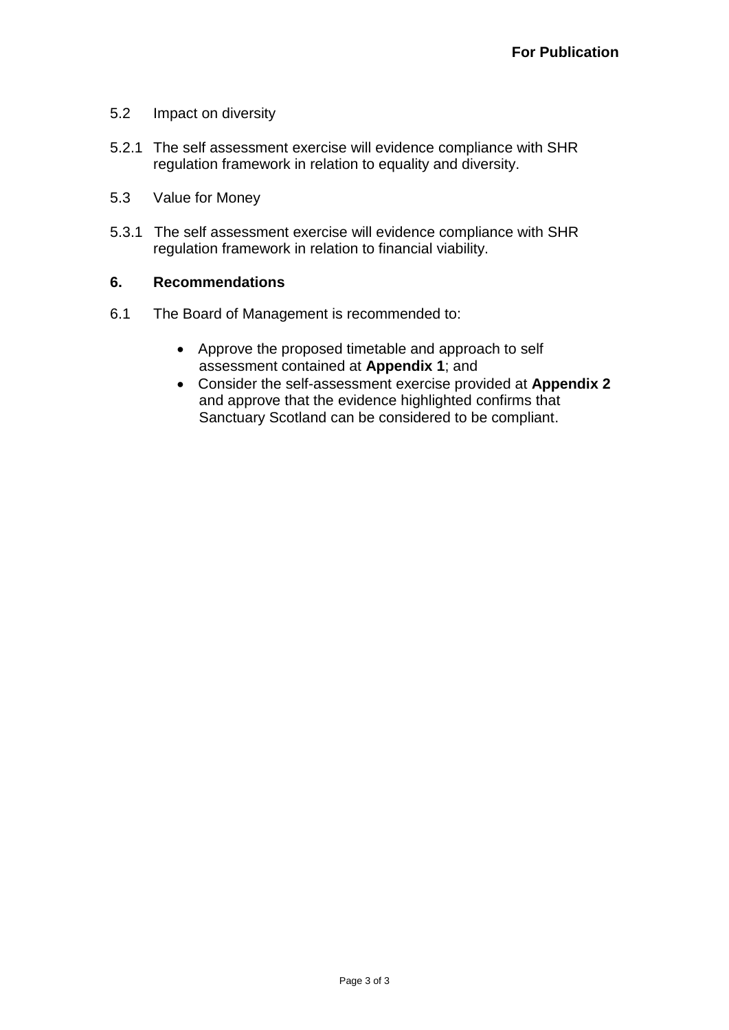**For Publication**

5.2 Impact on diversity

5.2.1 The self assessment exercise will evidence compliance with SHR regulation framework in relation to equality and diversity.

5.3 Value for Money

5.3.1 The self assessment exercise will evidence compliance with SHR regulation framework in relation to financial viability.

## 6. Recommendations

6.1 The Board of Management is recommended to:

- Approve the proposed timetable and approach to self assessment contained at **Appendix 1**; and
- Consider the self-assessment exercise provided at **Appendix 2** and approve that the evidence highlighted confirms that Sanctuary Scotland can be considered to be compliant.